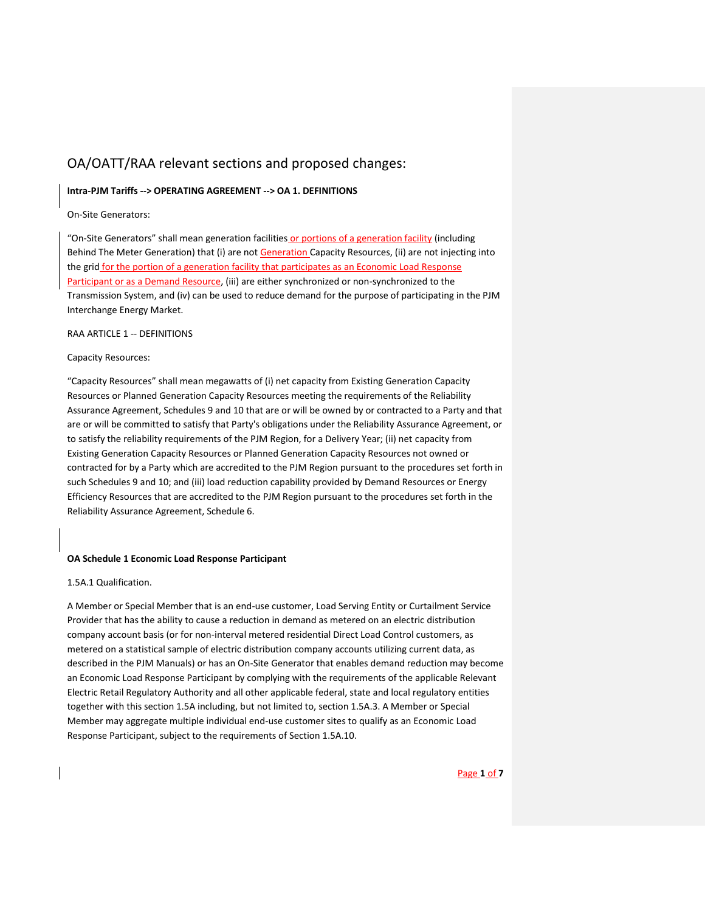# OA/OATT/RAA relevant sections and proposed changes:

**Intra-PJM Tariffs --> OPERATING AGREEMENT --> OA 1. DEFINITIONS**

On-Site Generators:

"On-Site Generators" shall mean generation facilities or portions of a generation facility (including Behind The Meter Generation) that (i) are not Generation Capacity Resources, (ii) are not injecting into the grid for the portion of a generation facility that participates as an Economic Load Response Participant or as a Demand Resource, (iii) are either synchronized or non-synchronized to the Transmission System, and (iv) can be used to reduce demand for the purpose of participating in the PJM Interchange Energy Market.

RAA ARTICLE 1 -- DEFINITIONS

Capacity Resources:

"Capacity Resources" shall mean megawatts of (i) net capacity from Existing Generation Capacity Resources or Planned Generation Capacity Resources meeting the requirements of the Reliability Assurance Agreement, Schedules 9 and 10 that are or will be owned by or contracted to a Party and that are or will be committed to satisfy that Party's obligations under the Reliability Assurance Agreement, or to satisfy the reliability requirements of the PJM Region, for a Delivery Year; (ii) net capacity from Existing Generation Capacity Resources or Planned Generation Capacity Resources not owned or contracted for by a Party which are accredited to the PJM Region pursuant to the procedures set forth in such Schedules 9 and 10; and (iii) load reduction capability provided by Demand Resources or Energy Efficiency Resources that are accredited to the PJM Region pursuant to the procedures set forth in the Reliability Assurance Agreement, Schedule 6.

**OA Schedule 1 Economic Load Response Participant**

1.5A.1 Qualification.

A Member or Special Member that is an end-use customer, Load Serving Entity or Curtailment Service Provider that has the ability to cause a reduction in demand as metered on an electric distribution company account basis (or for non-interval metered residential Direct Load Control customers, as metered on a statistical sample of electric distribution company accounts utilizing current data, as described in the PJM Manuals) or has an On-Site Generator that enables demand reduction may become an Economic Load Response Participant by complying with the requirements of the applicable Relevant Electric Retail Regulatory Authority and all other applicable federal, state and local regulatory entities together with this section 1.5A including, but not limited to, section 1.5A.3. A Member or Special Member may aggregate multiple individual end-use customer sites to qualify as an Economic Load Response Participant, subject to the requirements of Section 1.5A.10.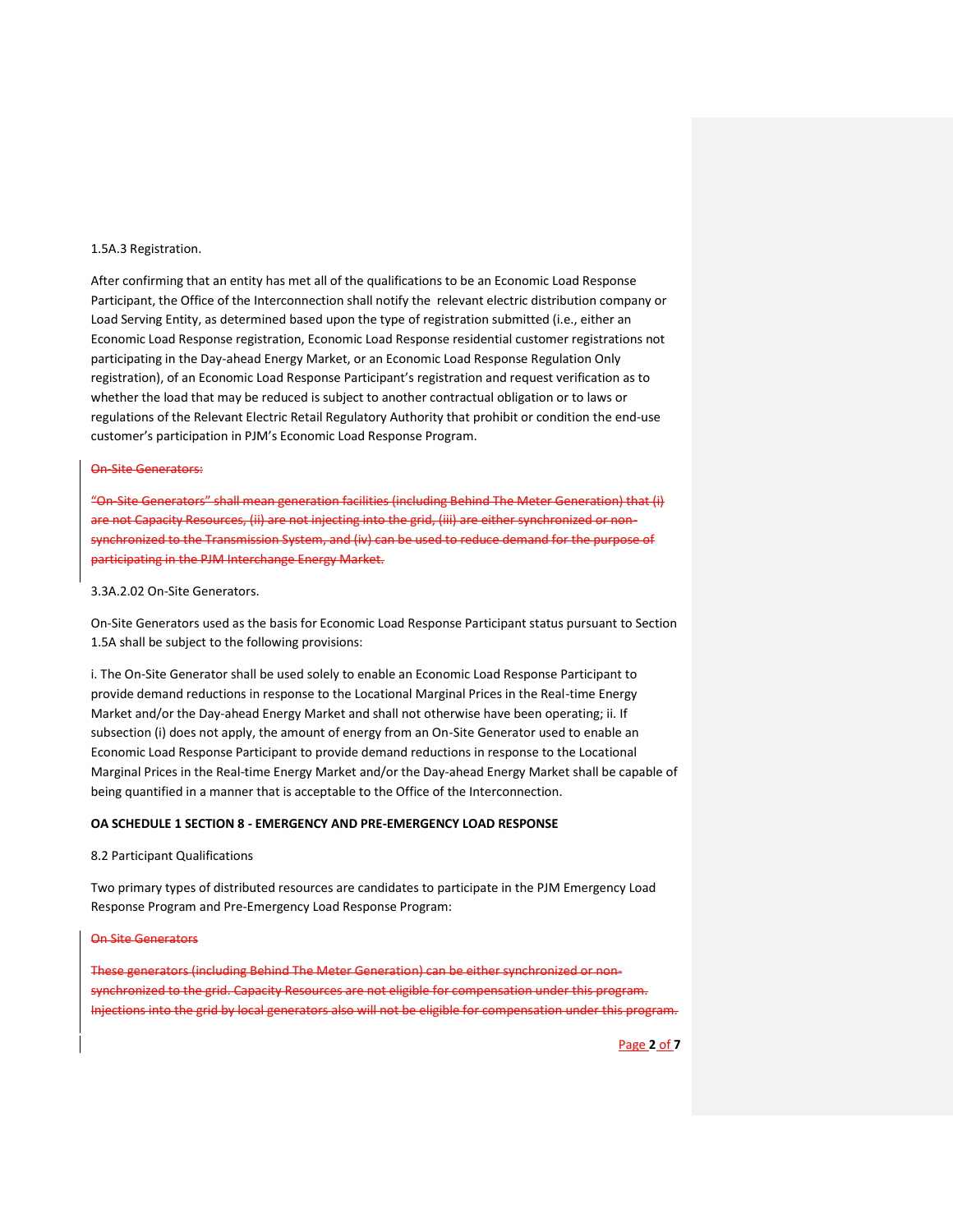1.5A.3 Registration.

After confirming that an entity has met all of the qualifications to be an Economic Load Response Participant, the Office of the Interconnection shall notify the relevant electric distribution company or Load Serving Entity, as determined based upon the type of registration submitted (i.e., either an Economic Load Response registration, Economic Load Response residential customer registrations not participating in the Day-ahead Energy Market, or an Economic Load Response Regulation Only registration), of an Economic Load Response Participant's registration and request verification as to whether the load that may be reduced is subject to another contractual obligation or to laws or regulations of the Relevant Electric Retail Regulatory Authority that prohibit or condition the end-use customer's participation in PJM's Economic Load Response Program.

~~On-Site Generators:~~

~~"On-Site Generators" shall mean generation facilities (including Behind The Meter Generation) that (i) are not Capacity Resources, (ii) are not injecting into the grid, (iii) are either synchronized or non-synchronized to the Transmission System, and (iv) can be used to reduce demand for the purpose of participating in the PJM Interchange Energy Market.~~

3.3A.2.02 On-Site Generators.

On-Site Generators used as the basis for Economic Load Response Participant status pursuant to Section 1.5A shall be subject to the following provisions:

i. The On-Site Generator shall be used solely to enable an Economic Load Response Participant to provide demand reductions in response to the Locational Marginal Prices in the Real-time Energy Market and/or the Day-ahead Energy Market and shall not otherwise have been operating; ii. If subsection (i) does not apply, the amount of energy from an On-Site Generator used to enable an Economic Load Response Participant to provide demand reductions in response to the Locational Marginal Prices in the Real-time Energy Market and/or the Day-ahead Energy Market shall be capable of being quantified in a manner that is acceptable to the Office of the Interconnection.

**OA SCHEDULE 1 SECTION 8 - EMERGENCY AND PRE-EMERGENCY LOAD RESPONSE**

8.2 Participant Qualifications

Two primary types of distributed resources are candidates to participate in the PJM Emergency Load Response Program and Pre-Emergency Load Response Program:

~~On Site Generators~~

~~These generators (including Behind The Meter Generation) can be either synchronized or non-synchronized to the grid. Capacity Resources are not eligible for compensation under this program. Injections into the grid by local generators also will not be eligible for compensation under this program.~~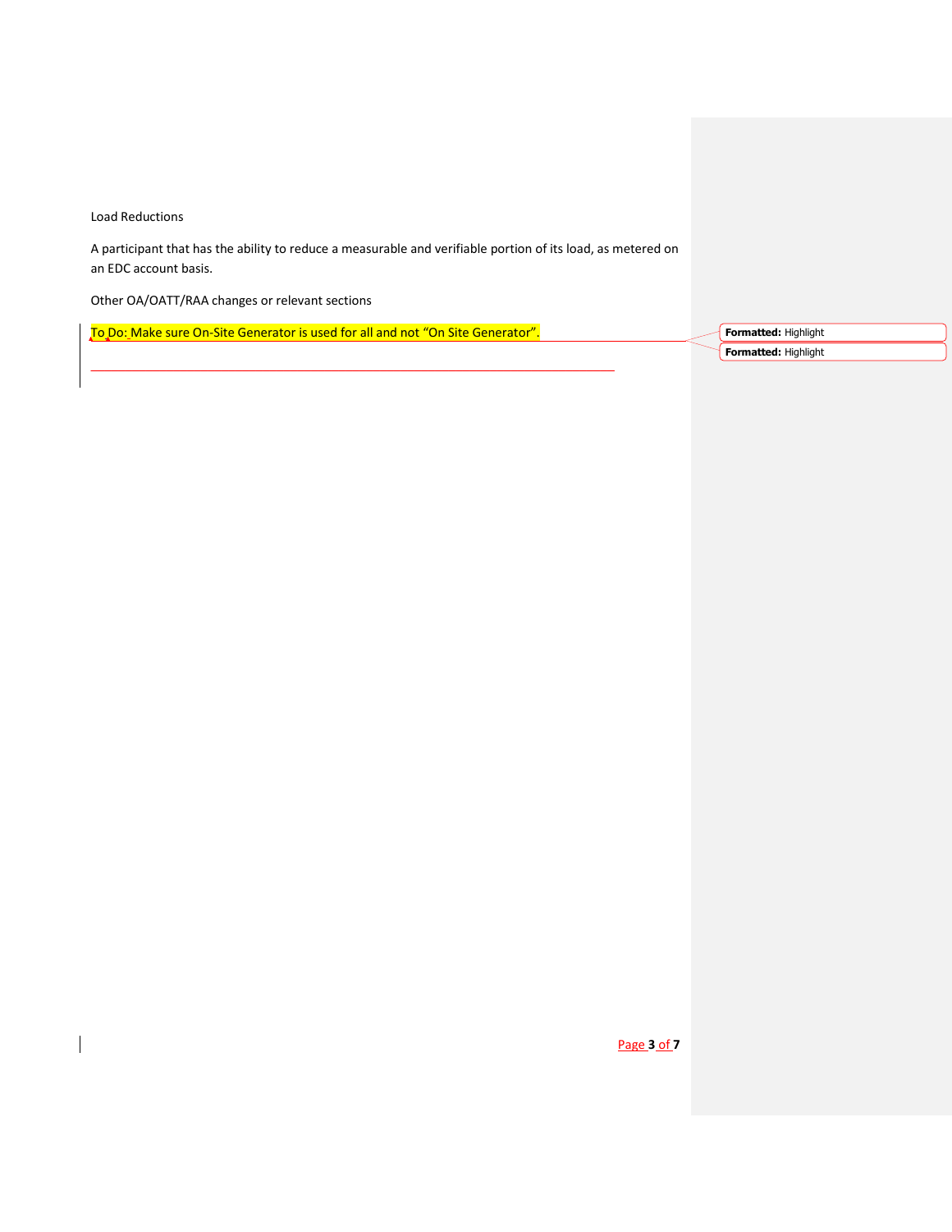Load Reductions

A participant that has the ability to reduce a measurable and verifiable portion of its load, as metered on an EDC account basis.

Other OA/OATT/RAA changes or relevant sections

To Do: Make sure On-Site Generator is used for all and not “On Site Generator”.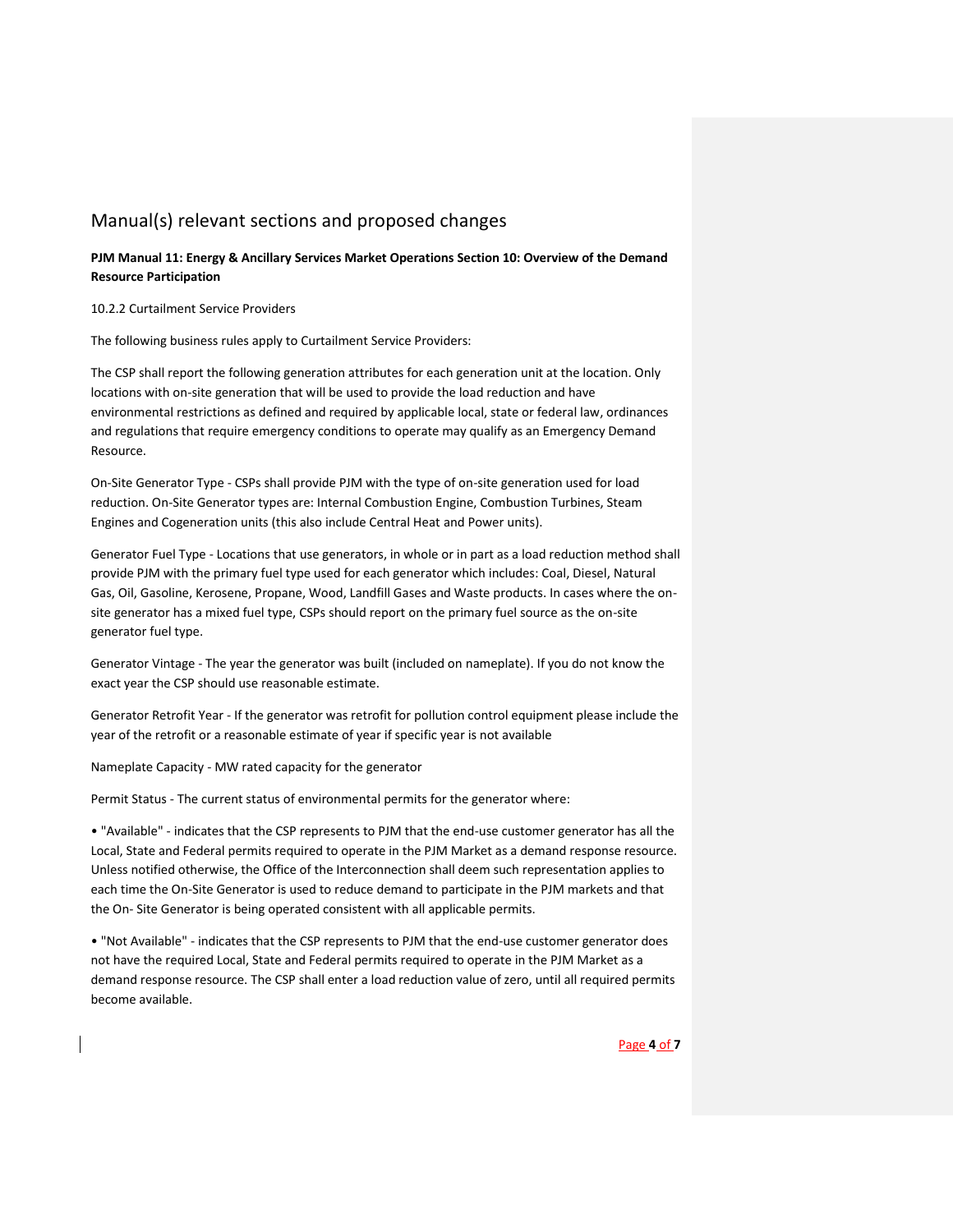## Manual(s) relevant sections and proposed changes

**PJM Manual 11: Energy & Ancillary Services Market Operations Section 10: Overview of the Demand Resource Participation**

10.2.2 Curtailment Service Providers

The following business rules apply to Curtailment Service Providers:

The CSP shall report the following generation attributes for each generation unit at the location. Only locations with on-site generation that will be used to provide the load reduction and have environmental restrictions as defined and required by applicable local, state or federal law, ordinances and regulations that require emergency conditions to operate may qualify as an Emergency Demand Resource.

On-Site Generator Type - CSPs shall provide PJM with the type of on-site generation used for load reduction. On-Site Generator types are: Internal Combustion Engine, Combustion Turbines, Steam Engines and Cogeneration units (this also include Central Heat and Power units).

Generator Fuel Type - Locations that use generators, in whole or in part as a load reduction method shall provide PJM with the primary fuel type used for each generator which includes: Coal, Diesel, Natural Gas, Oil, Gasoline, Kerosene, Propane, Wood, Landfill Gases and Waste products. In cases where the on-site generator has a mixed fuel type, CSPs should report on the primary fuel source as the on-site generator fuel type.

Generator Vintage - The year the generator was built (included on nameplate). If you do not know the exact year the CSP should use reasonable estimate.

Generator Retrofit Year - If the generator was retrofit for pollution control equipment please include the year of the retrofit or a reasonable estimate of year if specific year is not available

Nameplate Capacity - MW rated capacity for the generator

Permit Status - The current status of environmental permits for the generator where:

- "Available" - indicates that the CSP represents to PJM that the end-use customer generator has all the Local, State and Federal permits required to operate in the PJM Market as a demand response resource. Unless notified otherwise, the Office of the Interconnection shall deem such representation applies to each time the On-Site Generator is used to reduce demand to participate in the PJM markets and that the On- Site Generator is being operated consistent with all applicable permits.

- "Not Available" - indicates that the CSP represents to PJM that the end-use customer generator does not have the required Local, State and Federal permits required to operate in the PJM Market as a demand response resource. The CSP shall enter a load reduction value of zero, until all required permits become available.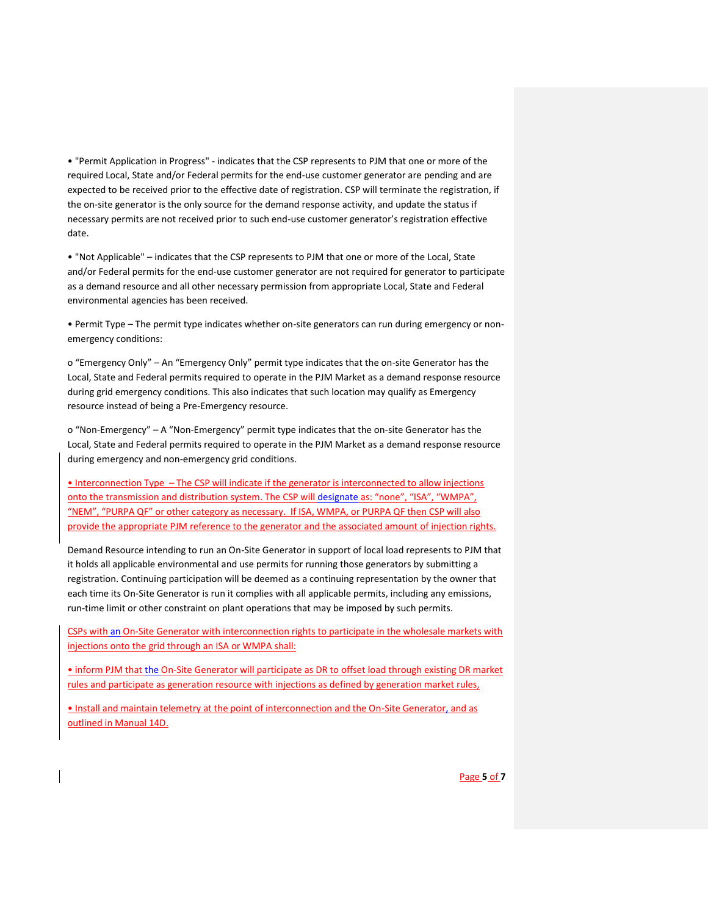• "Permit Application in Progress" - indicates that the CSP represents to PJM that one or more of the required Local, State and/or Federal permits for the end-use customer generator are pending and are expected to be received prior to the effective date of registration. CSP will terminate the registration, if the on-site generator is the only source for the demand response activity, and update the status if necessary permits are not received prior to such end-use customer generator's registration effective date.

• "Not Applicable" – indicates that the CSP represents to PJM that one or more of the Local, State and/or Federal permits for the end-use customer generator are not required for generator to participate as a demand resource and all other necessary permission from appropriate Local, State and Federal environmental agencies has been received.

• Permit Type – The permit type indicates whether on-site generators can run during emergency or non-emergency conditions:

o "Emergency Only" – An "Emergency Only" permit type indicates that the on-site Generator has the Local, State and Federal permits required to operate in the PJM Market as a demand response resource during grid emergency conditions. This also indicates that such location may qualify as Emergency resource instead of being a Pre-Emergency resource.

o "Non-Emergency" – A "Non-Emergency" permit type indicates that the on-site Generator has the Local, State and Federal permits required to operate in the PJM Market as a demand response resource during emergency and non-emergency grid conditions.

• Interconnection Type – The CSP will indicate if the generator is interconnected to allow injections onto the transmission and distribution system. The CSP will designate as: "none", "ISA", "WMPA", "NEM", "PURPA QF" or other category as necessary. If ISA, WMPA, or PURPA QF then CSP will also provide the appropriate PJM reference to the generator and the associated amount of injection rights.

Demand Resource intending to run an On-Site Generator in support of local load represents to PJM that it holds all applicable environmental and use permits for running those generators by submitting a registration. Continuing participation will be deemed as a continuing representation by the owner that each time its On-Site Generator is run it complies with all applicable permits, including any emissions, run-time limit or other constraint on plant operations that may be imposed by such permits.

CSPs with an On-Site Generator with interconnection rights to participate in the wholesale markets with injections onto the grid through an ISA or WMPA shall:

• inform PJM that the On-Site Generator will participate as DR to offset load through existing DR market rules and participate as generation resource with injections as defined by generation market rules,

• Install and maintain telemetry at the point of interconnection and the On-Site Generator, and as outlined in Manual 14D.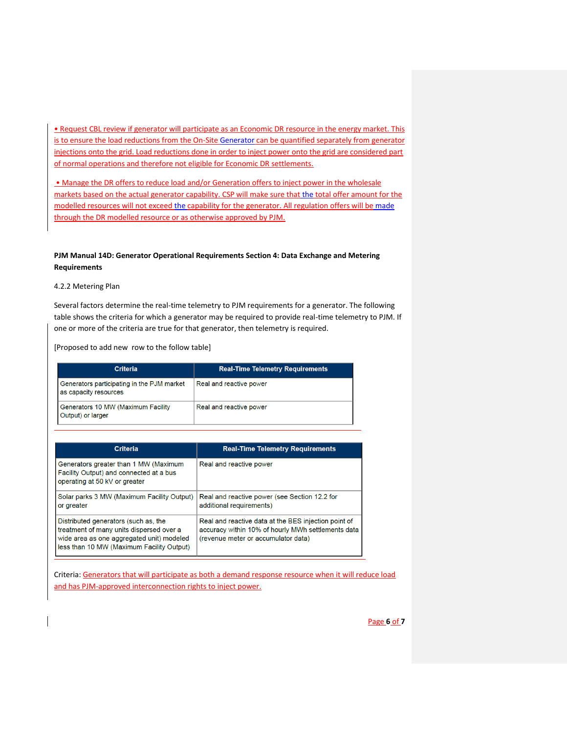• Request CBL review if generator will participate as an Economic DR resource in the energy market. This is to ensure the load reductions from the On-Site Generator can be quantified separately from generator injections onto the grid. Load reductions done in order to inject power onto the grid are considered part of normal operations and therefore not eligible for Economic DR settlements.

• Manage the DR offers to reduce load and/or Generation offers to inject power in the wholesale markets based on the actual generator capability. CSP will make sure that the total offer amount for the modelled resources will not exceed the capability for the generator. All regulation offers will be made through the DR modelled resource or as otherwise approved by PJM.

**PJM Manual 14D: Generator Operational Requirements Section 4: Data Exchange and Metering Requirements**

4.2.2 Metering Plan

Several factors determine the real-time telemetry to PJM requirements for a generator. The following table shows the criteria for which a generator may be required to provide real-time telemetry to PJM. If one or more of the criteria are true for that generator, then telemetry is required.

[Proposed to add new row to the follow table]

| Criteria | Real-Time Telemetry Requirements |
|---|---|
| Generators participating in the PJM market as capacity resources | Real and reactive power |
| Generators 10 MW (Maximum Facility Output) or larger | Real and reactive power |
| Generators greater than 1 MW (Maximum Facility Output) and connected at a bus operating at 50 kV or greater | Real and reactive power |
| Solar parks 3 MW (Maximum Facility Output) or greater | Real and reactive power (see Section 12.2 for additional requirements) |
| Distributed generators (such as, the treatment of many units dispersed over a wide area as one aggregated unit) modeled less than 10 MW (Maximum Facility Output) | Real and reactive data at the BES injection point of accuracy within 10% of hourly MWh settlements data (revenue meter or accumulator data) |

Criteria: Generators that will participate as both a demand response resource when it will reduce load and has PJM-approved interconnection rights to inject power.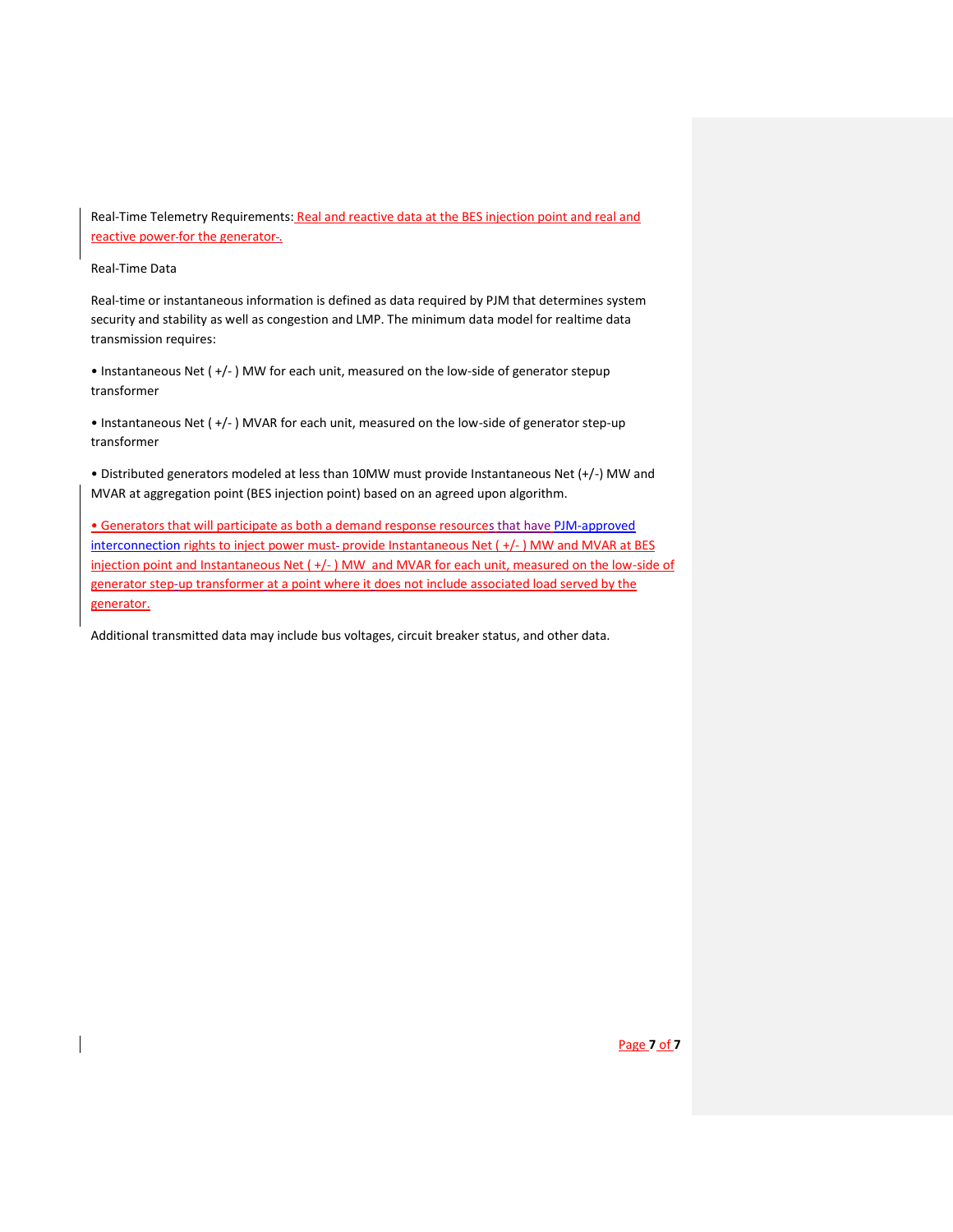Real-Time Telemetry Requirements: Real and reactive data at the BES injection point and real and reactive power-for the generator-.

Real-Time Data

Real-time or instantaneous information is defined as data required by PJM that determines system security and stability as well as congestion and LMP. The minimum data model for realtime data transmission requires:

- Instantaneous Net ( +/- ) MW for each unit, measured on the low-side of generator stepup transformer
- Instantaneous Net ( +/- ) MVAR for each unit, measured on the low-side of generator step-up transformer
- Distributed generators modeled at less than 10MW must provide Instantaneous Net (+/-) MW and MVAR at aggregation point (BES injection point) based on an agreed upon algorithm.
- Generators that will participate as both a demand response resources that have PJM-approved interconnection rights to inject power must- provide Instantaneous Net ( +/- ) MW and MVAR at BES injection point and Instantaneous Net ( +/- ) MW and MVAR for each unit, measured on the low-side of generator step-up transformer at a point where it does not include associated load served by the generator.

Additional transmitted data may include bus voltages, circuit breaker status, and other data.